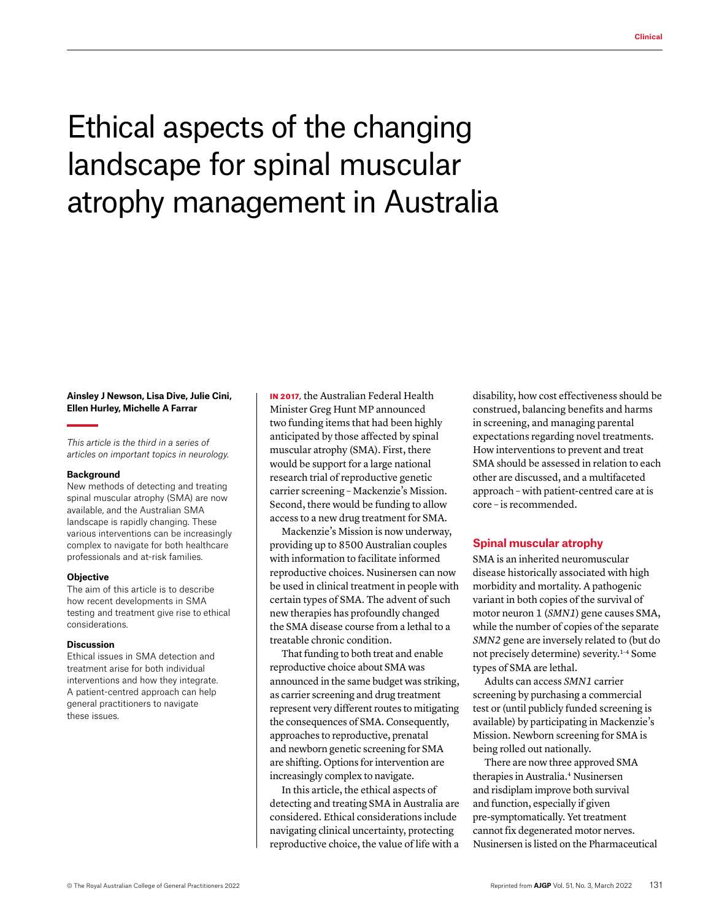# Ethical aspects of the changing landscape for spinal muscular atrophy management in Australia

**Ainsley J Newson, Lisa Dive, Julie Cini, Ellen Hurley, Michelle A Farrar**

*This article is the third in a series of articles on important topics in neurology.*

**Background**

New methods of detecting and treating spinal muscular atrophy (SMA) are now available, and the Australian SMA landscape is rapidly changing. These various interventions can be increasingly complex to navigate for both healthcare professionals and at-risk families.

**Objective**

The aim of this article is to describe how recent developments in SMA testing and treatment give rise to ethical considerations.

**Discussion**

Ethical issues in SMA detection and treatment arise for both individual interventions and how they integrate. A patient-centred approach can help general practitioners to navigate these issues.

**IN 2017,** the Australian Federal Health Minister Greg Hunt MP announced two funding items that had been highly anticipated by those affected by spinal muscular atrophy (SMA). First, there would be support for a large national research trial of reproductive genetic carrier screening – Mackenzie's Mission. Second, there would be funding to allow access to a new drug treatment for SMA.

Mackenzie's Mission is now underway, providing up to 8500 Australian couples with information to facilitate informed reproductive choices. Nusinersen can now be used in clinical treatment in people with certain types of SMA. The advent of such new therapies has profoundly changed the SMA disease course from a lethal to a treatable chronic condition.

That funding to both treat and enable reproductive choice about SMA was announced in the same budget was striking, as carrier screening and drug treatment represent very different routes to mitigating the consequences of SMA. Consequently, approaches to reproductive, prenatal and newborn genetic screening for SMA are shifting. Options for intervention are increasingly complex to navigate.

In this article, the ethical aspects of detecting and treating SMA in Australia are considered. Ethical considerations include navigating clinical uncertainty, protecting reproductive choice, the value of life with a disability, how cost effectiveness should be construed, balancing benefits and harms in screening, and managing parental expectations regarding novel treatments. How interventions to prevent and treat SMA should be assessed in relation to each other are discussed, and a multifaceted approach – with patient-centred care at is core – is recommended.

## Spinal muscular atrophy

SMA is an inherited neuromuscular disease historically associated with high morbidity and mortality. A pathogenic variant in both copies of the survival of motor neuron 1 (*SMN1*) gene causes SMA, while the number of copies of the separate *SMN2* gene are inversely related to (but do not precisely determine) severity.[1–4] Some types of SMA are lethal.

Adults can access *SMN1* carrier screening by purchasing a commercial test or (until publicly funded screening is available) by participating in Mackenzie's Mission. Newborn screening for SMA is being rolled out nationally.

There are now three approved SMA therapies in Australia.[4] Nusinersen and risdiplam improve both survival and function, especially if given pre-symptomatically. Yet treatment cannot fix degenerated motor nerves. Nusinersen is listed on the Pharmaceutical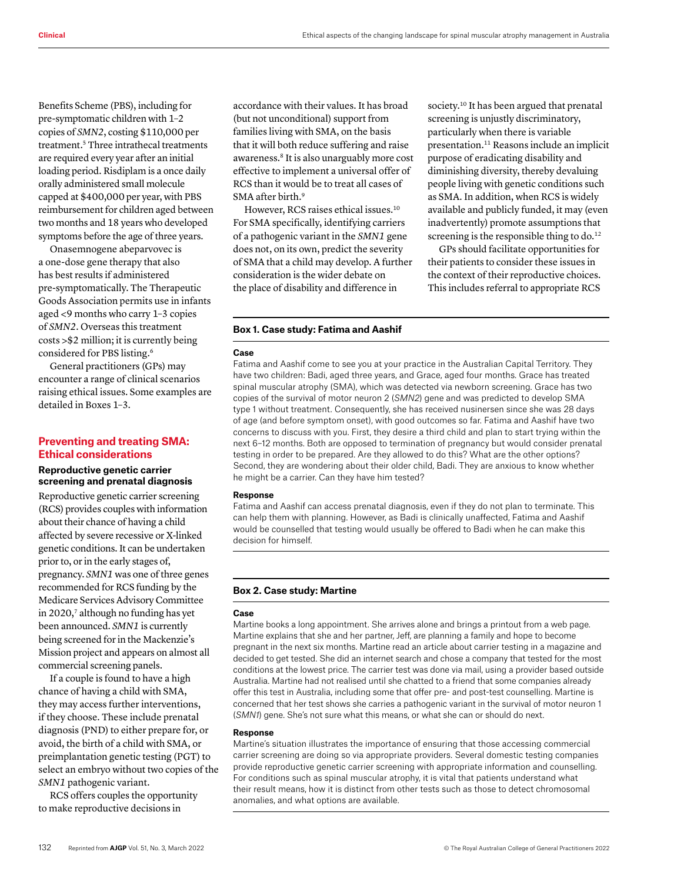Benefits Scheme (PBS), including for pre-symptomatic children with 1–2 copies of *SMN2*, costing $110,000 per treatment.[5] Three intrathecal treatments are required every year after an initial loading period. Risdiplam is a once daily orally administered small molecule capped at $400,000 per year, with PBS reimbursement for children aged between two months and 18 years who developed symptoms before the age of three years.

Onasemnogene abeparvovec is a one-dose gene therapy that also has best results if administered pre-symptomatically. The Therapeutic Goods Association permits use in infants aged <9 months who carry 1–3 copies of *SMN2*. Overseas this treatment costs >$2 million; it is currently being considered for PBS listing.[6]

General practitioners (GPs) may encounter a range of clinical scenarios raising ethical issues. Some examples are detailed in Boxes 1–3.

## Preventing and treating SMA: Ethical considerations

### Reproductive genetic carrier screening and prenatal diagnosis

Reproductive genetic carrier screening (RCS) provides couples with information about their chance of having a child affected by severe recessive or X-linked genetic conditions. It can be undertaken prior to, or in the early stages of, pregnancy. *SMN1* was one of three genes recommended for RCS funding by the Medicare Services Advisory Committee in 2020,[7] although no funding has yet been announced. *SMN1* is currently being screened for in the Mackenzie's Mission project and appears on almost all commercial screening panels.

If a couple is found to have a high chance of having a child with SMA, they may access further interventions, if they choose. These include prenatal diagnosis (PND) to either prepare for, or avoid, the birth of a child with SMA, or preimplantation genetic testing (PGT) to select an embryo without two copies of the *SMN1* pathogenic variant.

RCS offers couples the opportunity to make reproductive decisions in accordance with their values. It has broad (but not unconditional) support from families living with SMA, on the basis that it will both reduce suffering and raise awareness.[8] It is also unarguably more cost effective to implement a universal offer of RCS than it would be to treat all cases of SMA after birth.[9]

However, RCS raises ethical issues.[10] For SMA specifically, identifying carriers of a pathogenic variant in the *SMN1* gene does not, on its own, predict the severity of SMA that a child may develop. A further consideration is the wider debate on the place of disability and difference in society.[10] It has been argued that prenatal screening is unjustly discriminatory, particularly when there is variable presentation.[11] Reasons include an implicit purpose of eradicating disability and diminishing diversity, thereby devaluing people living with genetic conditions such as SMA. In addition, when RCS is widely available and publicly funded, it may (even inadvertently) promote assumptions that screening is the responsible thing to do.[12]

GPs should facilitate opportunities for their patients to consider these issues in the context of their reproductive choices. This includes referral to appropriate RCS

**Box 1. Case study: Fatima and Aashif**

**Case**

Fatima and Aashif come to see you at your practice in the Australian Capital Territory. They have two children: Badi, aged three years, and Grace, aged four months. Grace has treated spinal muscular atrophy (SMA), which was detected via newborn screening. Grace has two copies of the survival of motor neuron 2 (*SMN2*) gene and was predicted to develop SMA type 1 without treatment. Consequently, she has received nusinersen since she was 28 days of age (and before symptom onset), with good outcomes so far. Fatima and Aashif have two concerns to discuss with you. First, they desire a third child and plan to start trying within the next 6–12 months. Both are opposed to termination of pregnancy but would consider prenatal testing in order to be prepared. Are they allowed to do this? What are the other options? Second, they are wondering about their older child, Badi. They are anxious to know whether he might be a carrier. Can they have him tested?

**Response**

Fatima and Aashif can access prenatal diagnosis, even if they do not plan to terminate. This can help them with planning. However, as Badi is clinically unaffected, Fatima and Aashif would be counselled that testing would usually be offered to Badi when he can make this decision for himself.

**Box 2. Case study: Martine**

**Case**

Martine books a long appointment. She arrives alone and brings a printout from a web page. Martine explains that she and her partner, Jeff, are planning a family and hope to become pregnant in the next six months. Martine read an article about carrier testing in a magazine and decided to get tested. She did an internet search and chose a company that tested for the most conditions at the lowest price. The carrier test was done via mail, using a provider based outside Australia. Martine had not realised until she chatted to a friend that some companies already offer this test in Australia, including some that offer pre- and post-test counselling. Martine is concerned that her test shows she carries a pathogenic variant in the survival of motor neuron 1 (*SMN1*) gene. She's not sure what this means, or what she can or should do next.

**Response**

Martine's situation illustrates the importance of ensuring that those accessing commercial carrier screening are doing so via appropriate providers. Several domestic testing companies provide reproductive genetic carrier screening with appropriate information and counselling. For conditions such as spinal muscular atrophy, it is vital that patients understand what their result means, how it is distinct from other tests such as those to detect chromosomal anomalies, and what options are available.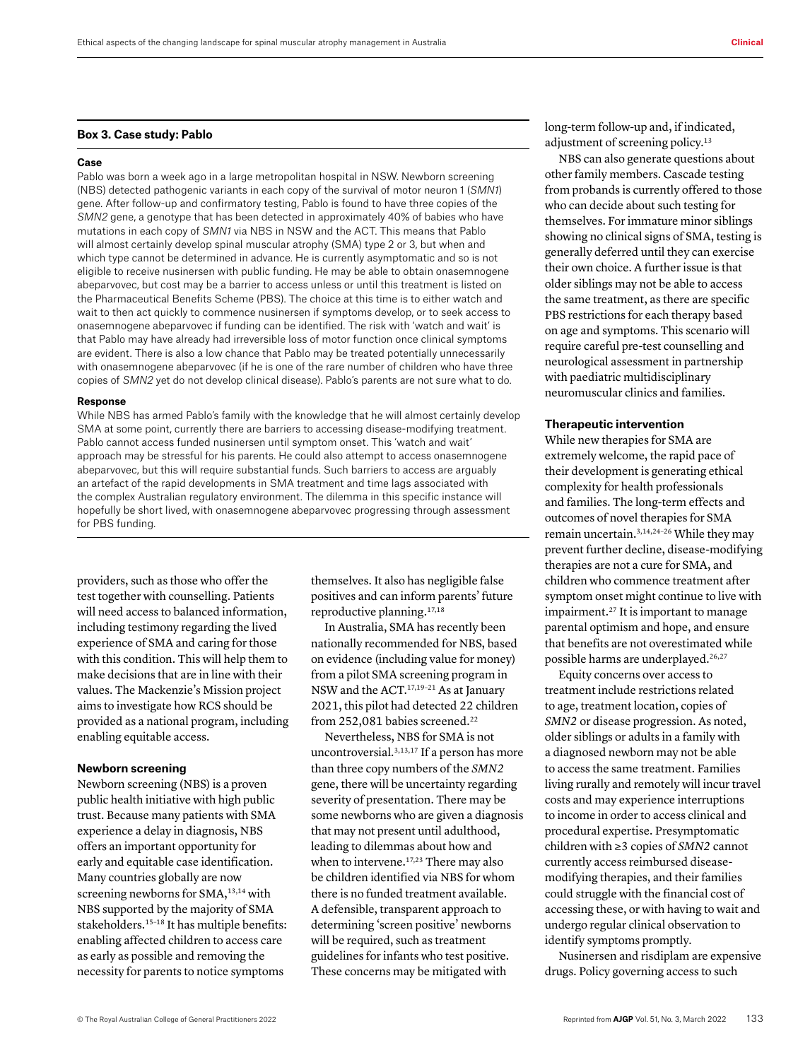**Box 3. Case study: Pablo**

**Case**

Pablo was born a week ago in a large metropolitan hospital in NSW. Newborn screening (NBS) detected pathogenic variants in each copy of the survival of motor neuron 1 (*SMN1*) gene. After follow-up and confirmatory testing, Pablo is found to have three copies of the *SMN2* gene, a genotype that has been detected in approximately 40% of babies who have mutations in each copy of *SMN1* via NBS in NSW and the ACT. This means that Pablo will almost certainly develop spinal muscular atrophy (SMA) type 2 or 3, but when and which type cannot be determined in advance. He is currently asymptomatic and so is not eligible to receive nusinersen with public funding. He may be able to obtain onasemnogene abeparvovec, but cost may be a barrier to access unless or until this treatment is listed on the Pharmaceutical Benefits Scheme (PBS). The choice at this time is to either watch and wait to then act quickly to commence nusinersen if symptoms develop, or to seek access to onasemnogene abeparvovec if funding can be identified. The risk with 'watch and wait' is that Pablo may have already had irreversible loss of motor function once clinical symptoms are evident. There is also a low chance that Pablo may be treated potentially unnecessarily with onasemnogene abeparvovec (if he is one of the rare number of children who have three copies of *SMN2* yet do not develop clinical disease). Pablo's parents are not sure what to do.

**Response**

While NBS has armed Pablo's family with the knowledge that he will almost certainly develop SMA at some point, currently there are barriers to accessing disease-modifying treatment. Pablo cannot access funded nusinersen until symptom onset. This 'watch and wait' approach may be stressful for his parents. He could also attempt to access onasemnogene abeparvovec, but this will require substantial funds. Such barriers to access are arguably an artefact of the rapid developments in SMA treatment and time lags associated with the complex Australian regulatory environment. The dilemma in this specific instance will hopefully be short lived, with onasemnogene abeparvovec progressing through assessment for PBS funding.

providers, such as those who offer the test together with counselling. Patients will need access to balanced information, including testimony regarding the lived experience of SMA and caring for those with this condition. This will help them to make decisions that are in line with their values. The Mackenzie's Mission project aims to investigate how RCS should be provided as a national program, including enabling equitable access.

### Newborn screening

Newborn screening (NBS) is a proven public health initiative with high public trust. Because many patients with SMA experience a delay in diagnosis, NBS offers an important opportunity for early and equitable case identification. Many countries globally are now screening newborns for SMA,[13,14] with NBS supported by the majority of SMA stakeholders.[15–18] It has multiple benefits: enabling affected children to access care as early as possible and removing the necessity for parents to notice symptoms themselves. It also has negligible false positives and can inform parents' future reproductive planning.[17,18]

In Australia, SMA has recently been nationally recommended for NBS, based on evidence (including value for money) from a pilot SMA screening program in NSW and the ACT.[17,19–21] As at January 2021, this pilot had detected 22 children from 252,081 babies screened.[22]

Nevertheless, NBS for SMA is not uncontroversial.[3,13,17] If a person has more than three copy numbers of the *SMN2* gene, there will be uncertainty regarding severity of presentation. There may be some newborns who are given a diagnosis that may not present until adulthood, leading to dilemmas about how and when to intervene.[17,23] There may also be children identified via NBS for whom there is no funded treatment available. A defensible, transparent approach to determining 'screen positive' newborns will be required, such as treatment guidelines for infants who test positive. These concerns may be mitigated with long-term follow-up and, if indicated, adjustment of screening policy.[13]

NBS can also generate questions about other family members. Cascade testing from probands is currently offered to those who can decide about such testing for themselves. For immature minor siblings showing no clinical signs of SMA, testing is generally deferred until they can exercise their own choice. A further issue is that older siblings may not be able to access the same treatment, as there are specific PBS restrictions for each therapy based on age and symptoms. This scenario will require careful pre-test counselling and neurological assessment in partnership with paediatric multidisciplinary neuromuscular clinics and families.

### Therapeutic intervention

While new therapies for SMA are extremely welcome, the rapid pace of their development is generating ethical complexity for health professionals and families. The long-term effects and outcomes of novel therapies for SMA remain uncertain.[3,14,24–26] While they may prevent further decline, disease-modifying therapies are not a cure for SMA, and children who commence treatment after symptom onset might continue to live with impairment.[27] It is important to manage parental optimism and hope, and ensure that benefits are not overestimated while possible harms are underplayed.[26,27]

Equity concerns over access to treatment include restrictions related to age, treatment location, copies of *SMN2* or disease progression. As noted, older siblings or adults in a family with a diagnosed newborn may not be able to access the same treatment. Families living rurally and remotely will incur travel costs and may experience interruptions to income in order to access clinical and procedural expertise. Presymptomatic children with ≥3 copies of *SMN2* cannot currently access reimbursed disease-modifying therapies, and their families could struggle with the financial cost of accessing these, or with having to wait and undergo regular clinical observation to identify symptoms promptly.

Nusinersen and risdiplam are expensive drugs. Policy governing access to such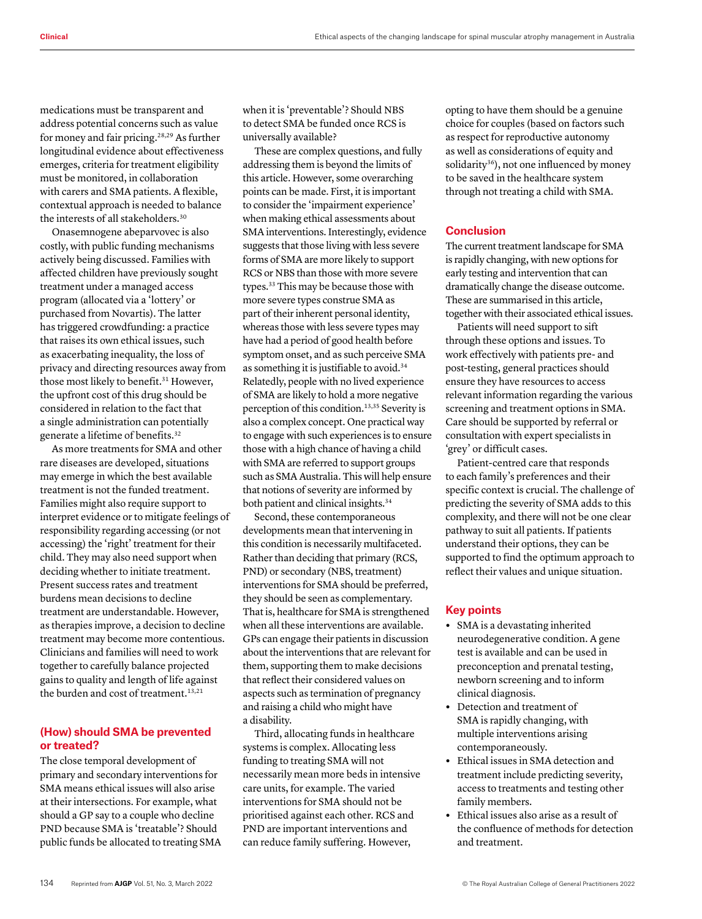medications must be transparent and address potential concerns such as value for money and fair pricing.[28,29] As further longitudinal evidence about effectiveness emerges, criteria for treatment eligibility must be monitored, in collaboration with carers and SMA patients. A flexible, contextual approach is needed to balance the interests of all stakeholders.[30]

Onasemnogene abeparvovec is also costly, with public funding mechanisms actively being discussed. Families with affected children have previously sought treatment under a managed access program (allocated via a 'lottery' or purchased from Novartis). The latter has triggered crowdfunding: a practice that raises its own ethical issues, such as exacerbating inequality, the loss of privacy and directing resources away from those most likely to benefit.[31] However, the upfront cost of this drug should be considered in relation to the fact that a single administration can potentially generate a lifetime of benefits.[32]

As more treatments for SMA and other rare diseases are developed, situations may emerge in which the best available treatment is not the funded treatment. Families might also require support to interpret evidence or to mitigate feelings of responsibility regarding accessing (or not accessing) the 'right' treatment for their child. They may also need support when deciding whether to initiate treatment. Present success rates and treatment burdens mean decisions to decline treatment are understandable. However, as therapies improve, a decision to decline treatment may become more contentious. Clinicians and families will need to work together to carefully balance projected gains to quality and length of life against the burden and cost of treatment.[13,21]

## (How) should SMA be prevented or treated?

The close temporal development of primary and secondary interventions for SMA means ethical issues will also arise at their intersections. For example, what should a GP say to a couple who decline PND because SMA is 'treatable'? Should public funds be allocated to treating SMA when it is 'preventable'? Should NBS to detect SMA be funded once RCS is universally available?

These are complex questions, and fully addressing them is beyond the limits of this article. However, some overarching points can be made. First, it is important to consider the 'impairment experience' when making ethical assessments about SMA interventions. Interestingly, evidence suggests that those living with less severe forms of SMA are more likely to support RCS or NBS than those with more severe types.[33] This may be because those with more severe types construe SMA as part of their inherent personal identity, whereas those with less severe types may have had a period of good health before symptom onset, and as such perceive SMA as something it is justifiable to avoid.[34] Relatedly, people with no lived experience of SMA are likely to hold a more negative perception of this condition.[13,35] Severity is also a complex concept. One practical way to engage with such experiences is to ensure those with a high chance of having a child with SMA are referred to support groups such as SMA Australia. This will help ensure that notions of severity are informed by both patient and clinical insights.[34]

Second, these contemporaneous developments mean that intervening in this condition is necessarily multifaceted. Rather than deciding that primary (RCS, PND) or secondary (NBS, treatment) interventions for SMA should be preferred, they should be seen as complementary. That is, healthcare for SMA is strengthened when all these interventions are available. GPs can engage their patients in discussion about the interventions that are relevant for them, supporting them to make decisions that reflect their considered values on aspects such as termination of pregnancy and raising a child who might have a disability.

Third, allocating funds in healthcare systems is complex. Allocating less funding to treating SMA will not necessarily mean more beds in intensive care units, for example. The varied interventions for SMA should not be prioritised against each other. RCS and PND are important interventions and can reduce family suffering. However, opting to have them should be a genuine choice for couples (based on factors such as respect for reproductive autonomy as well as considerations of equity and solidarity[36]), not one influenced by money to be saved in the healthcare system through not treating a child with SMA.

## Conclusion

The current treatment landscape for SMA is rapidly changing, with new options for early testing and intervention that can dramatically change the disease outcome. These are summarised in this article, together with their associated ethical issues.

Patients will need support to sift through these options and issues. To work effectively with patients pre- and post-testing, general practices should ensure they have resources to access relevant information regarding the various screening and treatment options in SMA. Care should be supported by referral or consultation with expert specialists in 'grey' or difficult cases.

Patient-centred care that responds to each family's preferences and their specific context is crucial. The challenge of predicting the severity of SMA adds to this complexity, and there will not be one clear pathway to suit all patients. If patients understand their options, they can be supported to find the optimum approach to reflect their values and unique situation.

## Key points

- SMA is a devastating inherited neurodegenerative condition. A gene test is available and can be used in preconception and prenatal testing, newborn screening and to inform clinical diagnosis.
- Detection and treatment of SMA is rapidly changing, with multiple interventions arising contemporaneously.
- Ethical issues in SMA detection and treatment include predicting severity, access to treatments and testing other family members.
- Ethical issues also arise as a result of the confluence of methods for detection and treatment.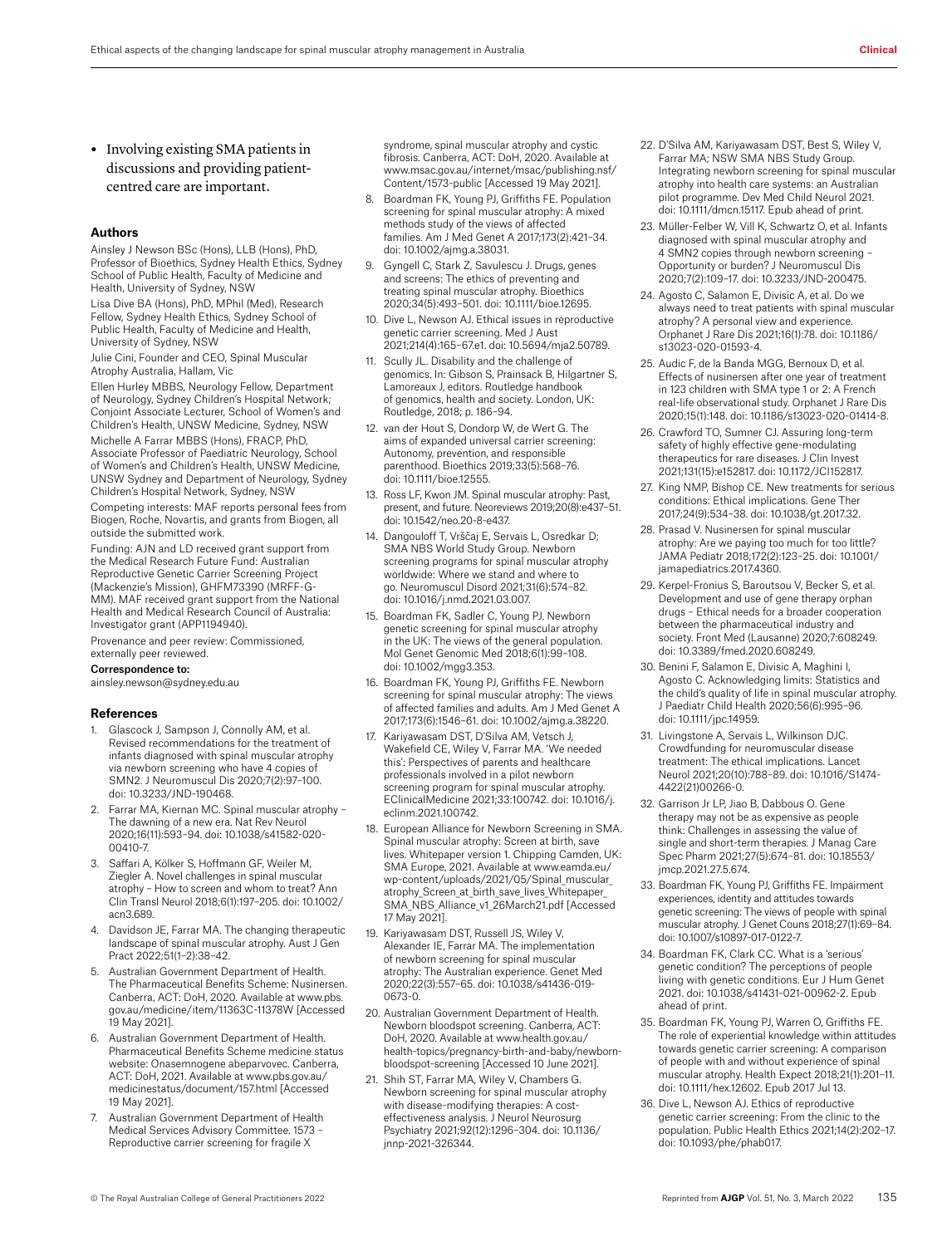- Involving existing SMA patients in discussions and providing patient-centred care are important.

## Authors

Ainsley J Newson BSc (Hons), LLB (Hons), PhD, Professor of Bioethics, Sydney Health Ethics, Sydney School of Public Health, Faculty of Medicine and Health, University of Sydney, NSW

Lisa Dive BA (Hons), PhD, MPhil (Med), Research Fellow, Sydney Health Ethics, Sydney School of Public Health, Faculty of Medicine and Health, University of Sydney, NSW

Julie Cini, Founder and CEO, Spinal Muscular Atrophy Australia, Hallam, Vic

Ellen Hurley MBBS, Neurology Fellow, Department of Neurology, Sydney Children's Hospital Network; Conjoint Associate Lecturer, School of Women's and Children's Health, UNSW Medicine, Sydney, NSW

Michelle A Farrar MBBS (Hons), FRACP, PhD, Associate Professor of Paediatric Neurology, School of Women's and Children's Health, UNSW Medicine, UNSW Sydney and Department of Neurology, Sydney Children's Hospital Network, Sydney, NSW

Competing interests: MAF reports personal fees from Biogen, Roche, Novartis, and grants from Biogen, all outside the submitted work.

Funding: AJN and LD received grant support from the Medical Research Future Fund: Australian Reproductive Genetic Carrier Screening Project (Mackenzie's Mission), GHFM73390 (MRFF-G-MM). MAF received grant support from the National Health and Medical Research Council of Australia: Investigator grant (APP1194940).

Provenance and peer review: Commissioned, externally peer reviewed.

**Correspondence to:**

ainsley.newson@sydney.edu.au

## References

1. Glascock J, Sampson J, Connolly AM, et al. Revised recommendations for the treatment of infants diagnosed with spinal muscular atrophy via newborn screening who have 4 copies of SMN2. J Neuromuscul Dis 2020;7(2):97–100. doi: 10.3233/JND-190468.
2. Farrar MA, Kiernan MC. Spinal muscular atrophy – The dawning of a new era. Nat Rev Neurol 2020;16(11):593–94. doi: 10.1038/s41582-020-00410-7.
3. Saffari A, Kölker S, Hoffmann GF, Weiler M, Ziegler A. Novel challenges in spinal muscular atrophy – How to screen and whom to treat? Ann Clin Transl Neurol 2018;6(1):197–205. doi: 10.1002/acn3.689.
4. Davidson JE, Farrar MA. The changing therapeutic landscape of spinal muscular atrophy. Aust J Gen Pract 2022;51(1–2):38–42.
5. Australian Government Department of Health. The Pharmaceutical Benefits Scheme: Nusinersen. Canberra, ACT: DoH, 2020. Available at www.pbs.gov.au/medicine/item/11363C-11378W [Accessed 19 May 2021].
6. Australian Government Department of Health. Pharmaceutical Benefits Scheme medicine status website: Onasemnogene abeparvovec. Canberra, ACT: DoH, 2021. Available at www.pbs.gov.au/medicinestatus/document/157.html [Accessed 19 May 2021].
7. Australian Government Department of Health Medical Services Advisory Committee. 1573 – Reproductive carrier screening for fragile X syndrome, spinal muscular atrophy and cystic fibrosis. Canberra, ACT: DoH, 2020. Available at www.msac.gov.au/internet/msac/publishing.nsf/Content/1573-public [Accessed 19 May 2021].
8. Boardman FK, Young PJ, Griffiths FE. Population screening for spinal muscular atrophy: A mixed methods study of the views of affected families. Am J Med Genet A 2017;173(2):421–34. doi: 10.1002/ajmg.a.38031.
9. Gyngell C, Stark Z, Savulescu J. Drugs, genes and screens: The ethics of preventing and treating spinal muscular atrophy. Bioethics 2020;34(5):493–501. doi: 10.1111/bioe.12695.
10. Dive L, Newson AJ. Ethical issues in reproductive genetic carrier screening. Med J Aust 2021;214(4):165–67.e1. doi: 10.5694/mja2.50789.
11. Scully JL. Disability and the challenge of genomics. In: Gibson S, Prainsack B, Hilgartner S, Lamoreaux J, editors. Routledge handbook of genomics, health and society. London, UK: Routledge, 2018; p. 186–94.
12. van der Hout S, Dondorp W, de Wert G. The aims of expanded universal carrier screening: Autonomy, prevention, and responsible parenthood. Bioethics 2019;33(5):568–76. doi: 10.1111/bioe.12555.
13. Ross LF, Kwon JM. Spinal muscular atrophy: Past, present, and future. Neoreviews 2019;20(8):e437–51. doi: 10.1542/neo.20-8-e437.
14. Dangouloff T, Vrščaj E, Servais L, Osredkar D; SMA NBS World Study Group. Newborn screening programs for spinal muscular atrophy worldwide: Where we stand and where to go. Neuromuscul Disord 2021;31(6):574–82. doi: 10.1016/j.nmd.2021.03.007.
15. Boardman FK, Sadler C, Young PJ. Newborn genetic screening for spinal muscular atrophy in the UK: The views of the general population. Mol Genet Genomic Med 2018;6(1):99–108. doi: 10.1002/mgg3.353.
16. Boardman FK, Young PJ, Griffiths FE. Newborn screening for spinal muscular atrophy: The views of affected families and adults. Am J Med Genet A 2017;173(6):1546–61. doi: 10.1002/ajmg.a.38220.
17. Kariyawasam DST, D'Silva AM, Vetsch J, Wakefield CE, Wiley V, Farrar MA. 'We needed this': Perspectives of parents and healthcare professionals involved in a pilot newborn screening program for spinal muscular atrophy. EClinicalMedicine 2021;33:100742. doi: 10.1016/j.eclinm.2021.100742.
18. European Alliance for Newborn Screening in SMA. Spinal muscular atrophy: Screen at birth, save lives. Whitepaper version 1. Chipping Camden, UK: SMA Europe, 2021. Available at www.eamda.eu/wp-content/uploads/2021/05/Spinal_muscular_atrophy_Screen_at_birth_save_lives_Whitepaper_SMA_NBS_Alliance_v1_26March21.pdf [Accessed 17 May 2021].
19. Kariyawasam DST, Russell JS, Wiley V, Alexander IE, Farrar MA. The implementation of newborn screening for spinal muscular atrophy: The Australian experience. Genet Med 2020;22(3):557–65. doi: 10.1038/s41436-019-0673-0.
20. Australian Government Department of Health. Newborn bloodspot screening. Canberra, ACT: DoH, 2020. Available at www.health.gov.au/health-topics/pregnancy-birth-and-baby/newborn-bloodspot-screening [Accessed 10 June 2021].
21. Shih ST, Farrar MA, Wiley V, Chambers G. Newborn screening for spinal muscular atrophy with disease-modifying therapies: A cost-effectiveness analysis. J Neurol Neurosurg Psychiatry 2021;92(12):1296–304. doi: 10.1136/jnnp-2021-326344.
22. D'Silva AM, Kariyawasam DST, Best S, Wiley V, Farrar MA; NSW SMA NBS Study Group. Integrating newborn screening for spinal muscular atrophy into health care systems: an Australian pilot programme. Dev Med Child Neurol 2021. doi: 10.1111/dmcn.15117. Epub ahead of print.
23. Müller-Felber W, Vill K, Schwartz O, et al. Infants diagnosed with spinal muscular atrophy and 4 SMN2 copies through newborn screening – Opportunity or burden? J Neuromuscul Dis 2020;7(2):109–17. doi: 10.3233/JND-200475.
24. Agosto C, Salamon E, Divisic A, et al. Do we always need to treat patients with spinal muscular atrophy? A personal view and experience. Orphanet J Rare Dis 2021;16(1):78. doi: 10.1186/s13023-020-01593-4.
25. Audic F, de la Banda MGG, Bernoux D, et al. Effects of nusinersen after one year of treatment in 123 children with SMA type 1 or 2: A French real-life observational study. Orphanet J Rare Dis 2020;15(1):148. doi: 10.1186/s13023-020-01414-8.
26. Crawford TO, Sumner CJ. Assuring long-term safety of highly effective gene-modulating therapeutics for rare diseases. J Clin Invest 2021;131(15):e152817. doi: 10.1172/JCI152817.
27. King NMP, Bishop CE. New treatments for serious conditions: Ethical implications. Gene Ther 2017;24(9):534–38. doi: 10.1038/gt.2017.32.
28. Prasad V. Nusinersen for spinal muscular atrophy: Are we paying too much for too little? JAMA Pediatr 2018;172(2):123–25. doi: 10.1001/jamapediatrics.2017.4360.
29. Kerpel-Fronius S, Baroutsou V, Becker S, et al. Development and use of gene therapy orphan drugs – Ethical needs for a broader cooperation between the pharmaceutical industry and society. Front Med (Lausanne) 2020;7:608249. doi: 10.3389/fmed.2020.608249.
30. Benini F, Salamon E, Divisic A, Maghini I, Agosto C. Acknowledging limits: Statistics and the child's quality of life in spinal muscular atrophy. J Paediatr Child Health 2020;56(6):995–96. doi: 10.1111/jpc.14959.
31. Livingstone A, Servais L, Wilkinson DJC. Crowdfunding for neuromuscular disease treatment: The ethical implications. Lancet Neurol 2021;20(10):788–89. doi: 10.1016/S1474-4422(21)00266-0.
32. Garrison Jr LP, Jiao B, Dabbous O. Gene therapy may not be as expensive as people think: Challenges in assessing the value of single and short-term therapies. J Manag Care Spec Pharm 2021;27(5):674–81. doi: 10.18553/jmcp.2021.27.5.674.
33. Boardman FK, Young PJ, Griffiths FE. Impairment experiences, identity and attitudes towards genetic screening: The views of people with spinal muscular atrophy. J Genet Couns 2018;27(1):69–84. doi: 10.1007/s10897-017-0122-7.
34. Boardman FK, Clark CC. What is a 'serious' genetic condition? The perceptions of people living with genetic conditions. Eur J Hum Genet 2021. doi: 10.1038/s41431-021-00962-2. Epub ahead of print.
35. Boardman FK, Young PJ, Warren O, Griffiths FE. The role of experiential knowledge within attitudes towards genetic carrier screening: A comparison of people with and without experience of spinal muscular atrophy. Health Expect 2018;21(1):201–11. doi: 10.1111/hex.12602. Epub 2017 Jul 13.
36. Dive L, Newson AJ. Ethics of reproductive genetic carrier screening: From the clinic to the population. Public Health Ethics 2021;14(2):202–17. doi: 10.1093/phe/phab017.